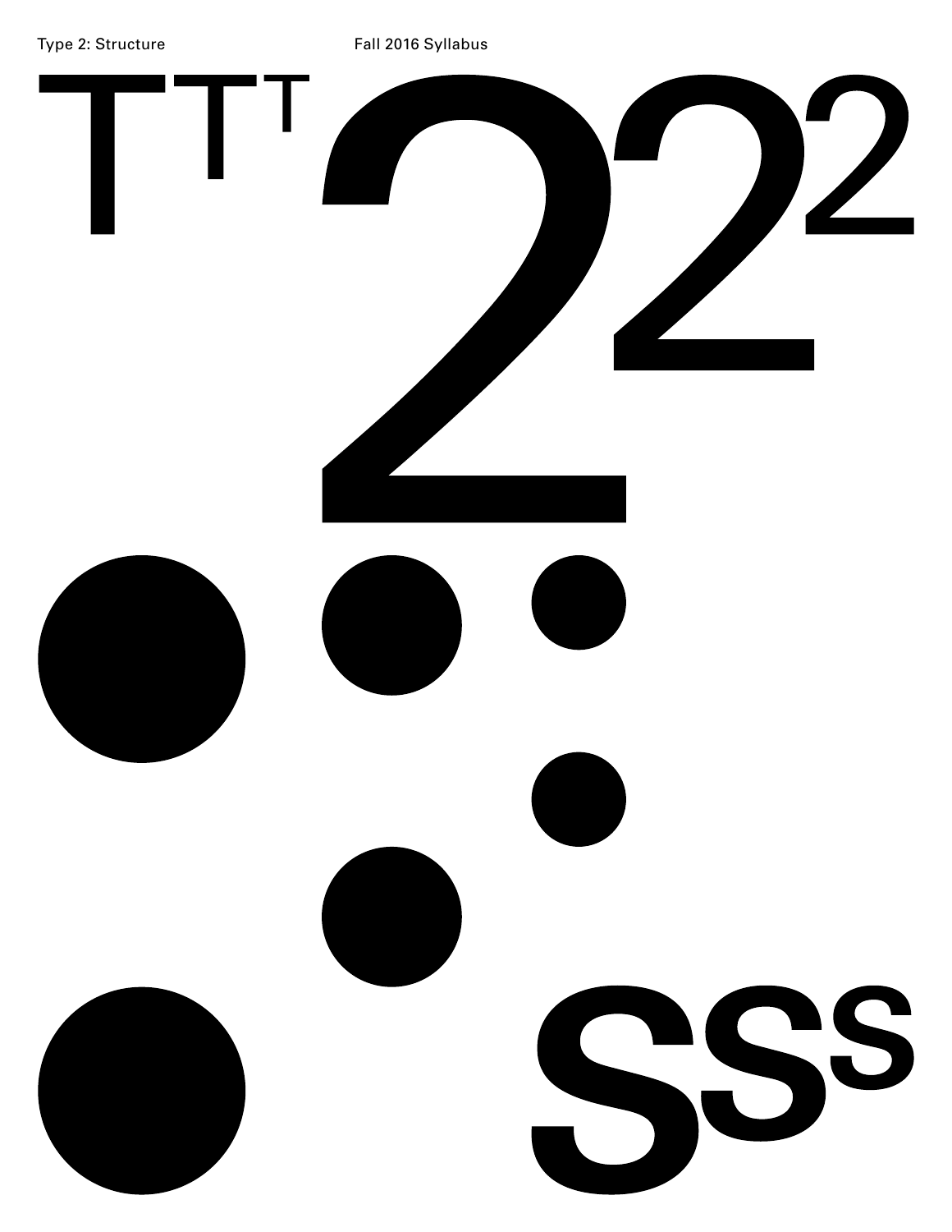Type 2: Structure

Fall 2016 Syllabus

# T T T 2 2 2

# S S S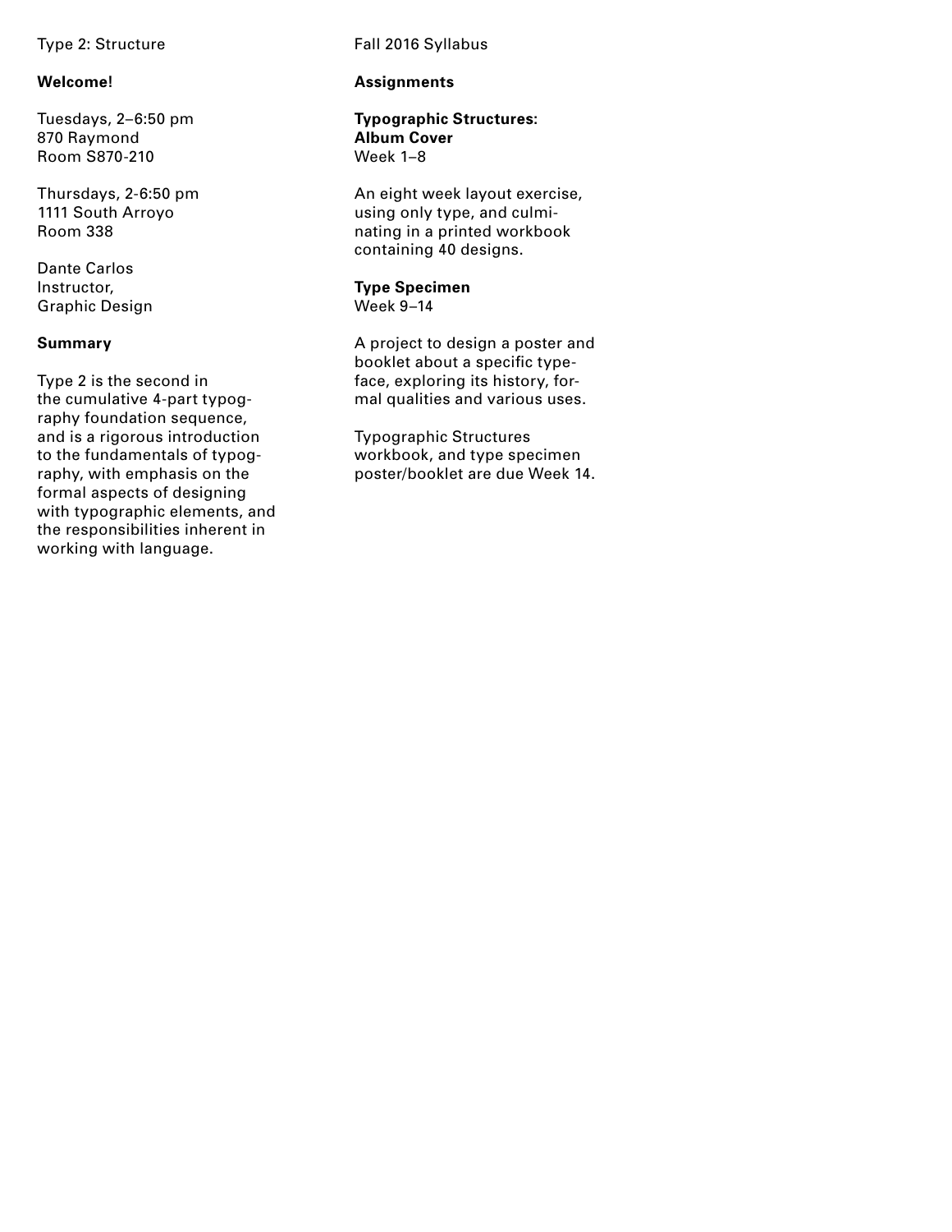Type 2: Structure

Fall 2016 Syllabus

**Welcome!**

Tuesdays, 2–6:50 pm
870 Raymond
Room S870-210

Thursdays, 2-6:50 pm
1111 South Arroyo
Room 338

Dante Carlos
Instructor,
Graphic Design

**Summary**

Type 2 is the second in the cumulative 4-part typography foundation sequence, and is a rigorous introduction to the fundamentals of typography, with emphasis on the formal aspects of designing with typographic elements, and the responsibilities inherent in working with language.

**Assignments**

**Typographic Structures: Album Cover**
Week 1–8

An eight week layout exercise, using only type, and culminating in a printed workbook containing 40 designs.

**Type Specimen**
Week 9–14

A project to design a poster and booklet about a specific typeface, exploring its history, formal qualities and various uses.

Typographic Structures workbook, and type specimen poster/booklet are due Week 14.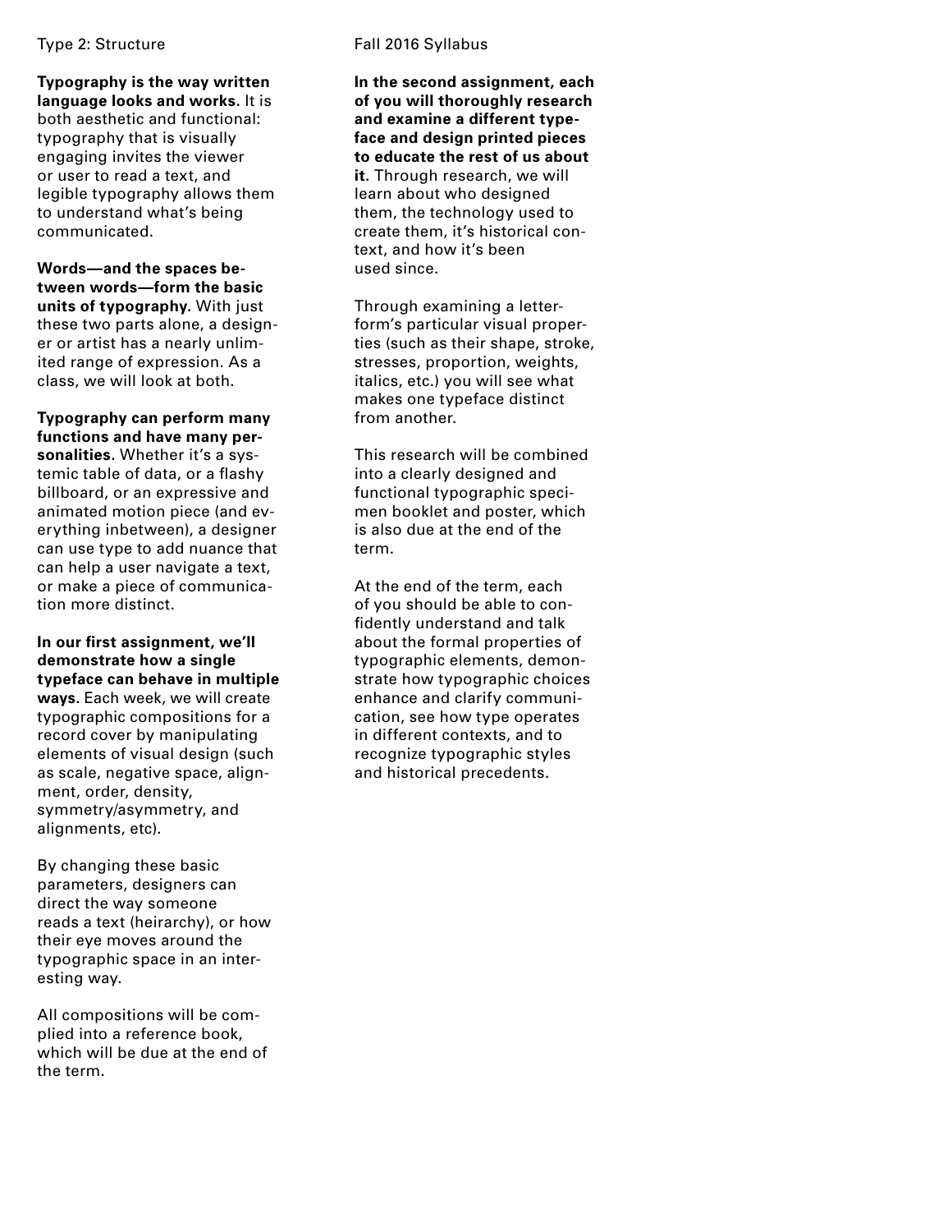**Typography is the way written language looks and works.** It is both aesthetic and functional: typography that is visually engaging invites the viewer or user to read a text, and legible typography allows them to understand what's being communicated.

**Words—and the spaces between words—form the basic units of typography.** With just these two parts alone, a designer or artist has a nearly unlimited range of expression. As a class, we will look at both.

**Typography can perform many functions and have many personalities.** Whether it's a systemic table of data, or a flashy billboard, or an expressive and animated motion piece (and everything inbetween), a designer can use type to add nuance that can help a user navigate a text, or make a piece of communication more distinct.

**In our first assignment, we'll demonstrate how a single typeface can behave in multiple ways.** Each week, we will create typographic compositions for a record cover by manipulating elements of visual design (such as scale, negative space, alignment, order, density, symmetry/asymmetry, and alignments, etc).

By changing these basic parameters, designers can direct the way someone reads a text (heirarchy), or how their eye moves around the typographic space in an interesting way.

All compositions will be complied into a reference book, which will be due at the end of the term.

**In the second assignment, each of you will thoroughly research and examine a different typeface and design printed pieces to educate the rest of us about it.** Through research, we will learn about who designed them, the technology used to create them, it's historical context, and how it's been used since.

Through examining a letterform's particular visual properties (such as their shape, stroke, stresses, proportion, weights, italics, etc.) you will see what makes one typeface distinct from another.

This research will be combined into a clearly designed and functional typographic specimen booklet and poster, which is also due at the end of the term.

At the end of the term, each of you should be able to confidently understand and talk about the formal properties of typographic elements, demonstrate how typographic choices enhance and clarify communication, see how type operates in different contexts, and to recognize typographic styles and historical precedents.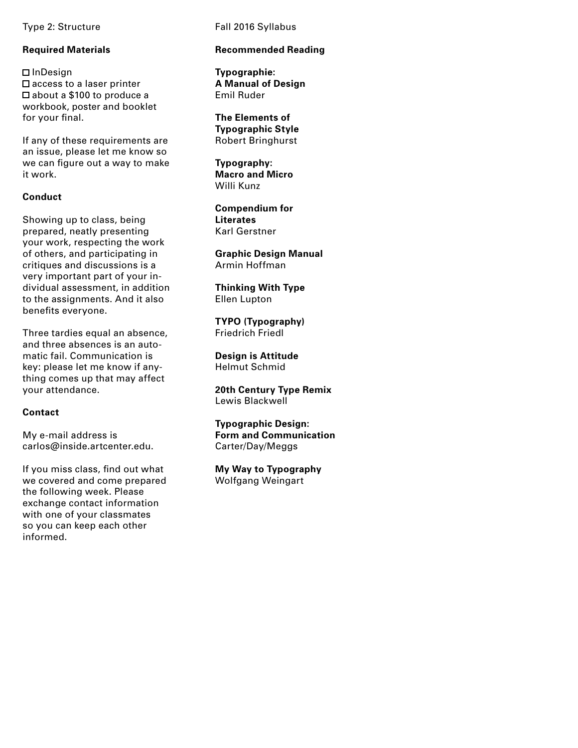## Required Materials

- ☐ InDesign
- ☐ access to a laser printer
- ☐ about a $100 to produce a workbook, poster and booklet for your final.

If any of these requirements are an issue, please let me know so we can figure out a way to make it work.

## Conduct

Showing up to class, being prepared, neatly presenting your work, respecting the work of others, and participating in critiques and discussions is a very important part of your individual assessment, in addition to the assignments. And it also benefits everyone.

Three tardies equal an absence, and three absences is an automatic fail. Communication is key: please let me know if anything comes up that may affect your attendance.

## Contact

My e-mail address is carlos@inside.artcenter.edu.

If you miss class, find out what we covered and come prepared the following week. Please exchange contact information with one of your classmates so you can keep each other informed.

## Recommended Reading

**Typographie: A Manual of Design**
Emil Ruder

**The Elements of Typographic Style**
Robert Bringhurst

**Typography: Macro and Micro**
Willi Kunz

**Compendium for Literates**
Karl Gerstner

**Graphic Design Manual**
Armin Hoffman

**Thinking With Type**
Ellen Lupton

**TYPO (Typography)**
Friedrich Friedl

**Design is Attitude**
Helmut Schmid

**20th Century Type Remix**
Lewis Blackwell

**Typographic Design: Form and Communication**
Carter/Day/Meggs

**My Way to Typography**
Wolfgang Weingart